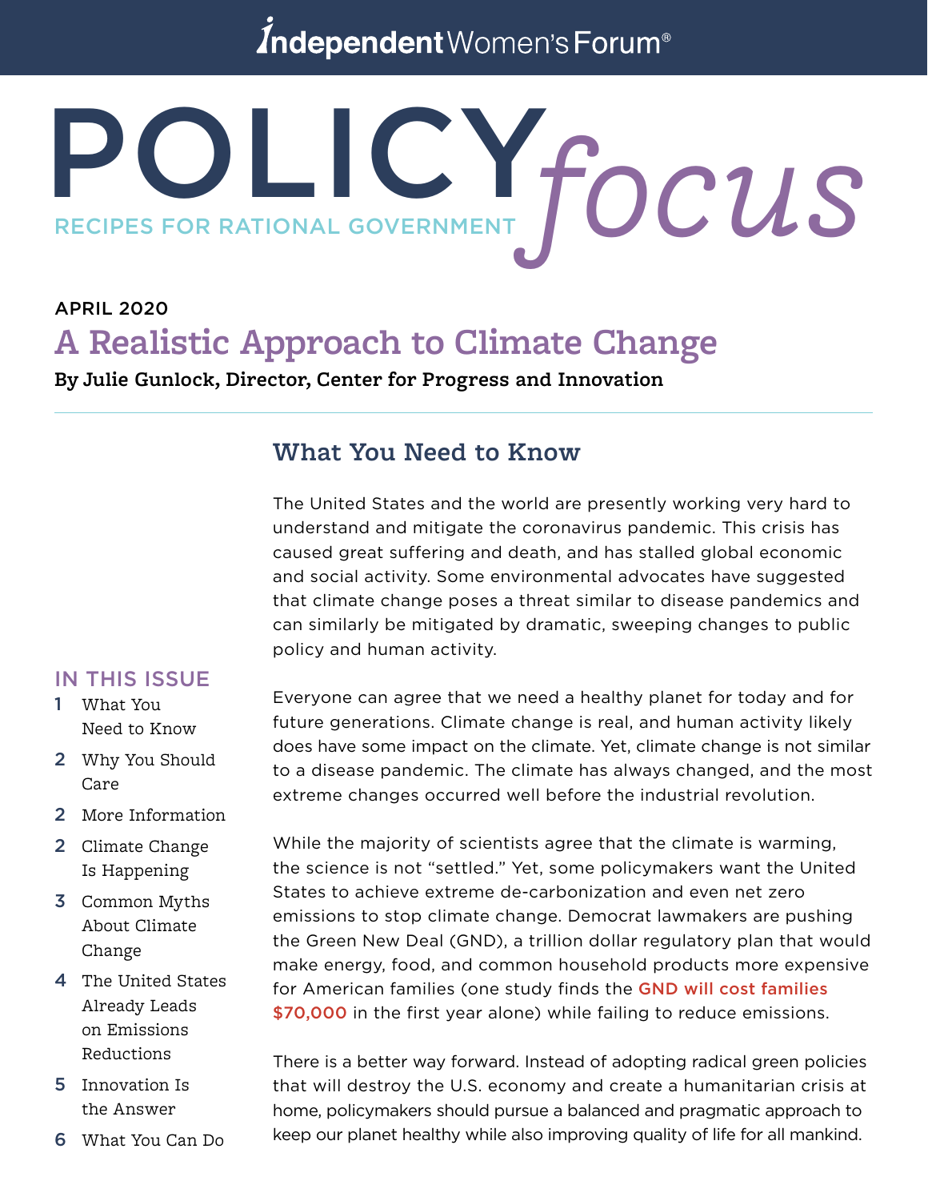Independent Women's Forum®

# POLICY *focus*

RECIPES FOR RATIONAL GOVERNMENT

APRIL 2020

## A Realistic Approach to Climate Change

**By Julie Gunlock, Director, Center for Progress and Innovation**

### IN THIS ISSUE

1 What You Need to Know
2 Why You Should Care
2 More Information
2 Climate Change Is Happening
3 Common Myths About Climate Change
4 The United States Already Leads on Emissions Reductions
5 Innovation Is the Answer
6 What You Can Do

### What You Need to Know

The United States and the world are presently working very hard to understand and mitigate the coronavirus pandemic. This crisis has caused great suffering and death, and has stalled global economic and social activity. Some environmental advocates have suggested that climate change poses a threat similar to disease pandemics and can similarly be mitigated by dramatic, sweeping changes to public policy and human activity.

Everyone can agree that we need a healthy planet for today and for future generations. Climate change is real, and human activity likely does have some impact on the climate. Yet, climate change is not similar to a disease pandemic. The climate has always changed, and the most extreme changes occurred well before the industrial revolution.

While the majority of scientists agree that the climate is warming, the science is not "settled." Yet, some policymakers want the United States to achieve extreme de-carbonization and even net zero emissions to stop climate change. Democrat lawmakers are pushing the Green New Deal (GND), a trillion dollar regulatory plan that would make energy, food, and common household products more expensive for American families (one study finds the GND will cost families $70,000 in the first year alone) while failing to reduce emissions.

There is a better way forward. Instead of adopting radical green policies that will destroy the U.S. economy and create a humanitarian crisis at home, policymakers should pursue a balanced and pragmatic approach to keep our planet healthy while also improving quality of life for all mankind.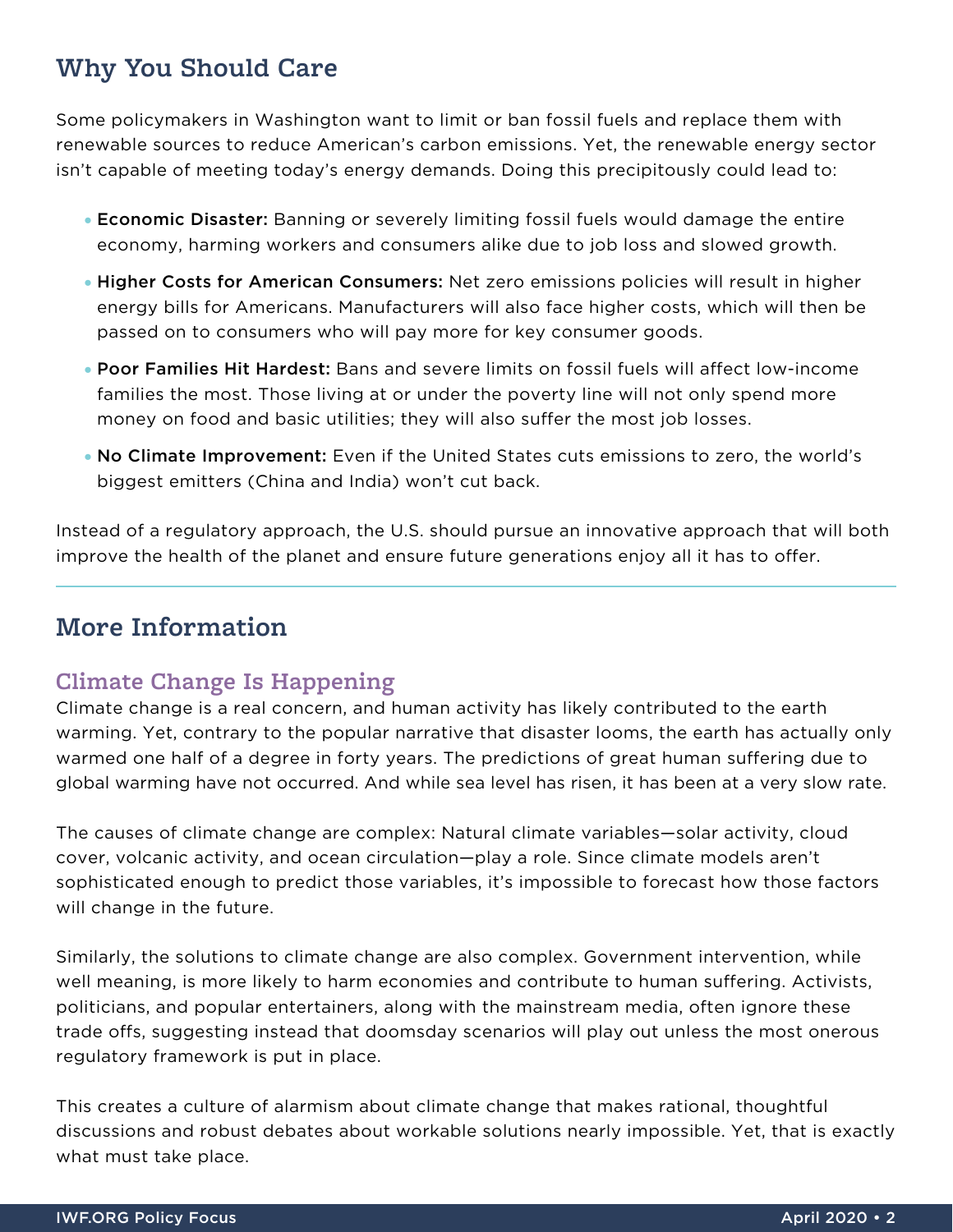## Why You Should Care

Some policymakers in Washington want to limit or ban fossil fuels and replace them with renewable sources to reduce American's carbon emissions. Yet, the renewable energy sector isn't capable of meeting today's energy demands. Doing this precipitously could lead to:

- **Economic Disaster:** Banning or severely limiting fossil fuels would damage the entire economy, harming workers and consumers alike due to job loss and slowed growth.
- **Higher Costs for American Consumers:** Net zero emissions policies will result in higher energy bills for Americans. Manufacturers will also face higher costs, which will then be passed on to consumers who will pay more for key consumer goods.
- **Poor Families Hit Hardest:** Bans and severe limits on fossil fuels will affect low-income families the most. Those living at or under the poverty line will not only spend more money on food and basic utilities; they will also suffer the most job losses.
- **No Climate Improvement:** Even if the United States cuts emissions to zero, the world's biggest emitters (China and India) won't cut back.

Instead of a regulatory approach, the U.S. should pursue an innovative approach that will both improve the health of the planet and ensure future generations enjoy all it has to offer.

## More Information

### Climate Change Is Happening

Climate change is a real concern, and human activity has likely contributed to the earth warming. Yet, contrary to the popular narrative that disaster looms, the earth has actually only warmed one half of a degree in forty years. The predictions of great human suffering due to global warming have not occurred. And while sea level has risen, it has been at a very slow rate.

The causes of climate change are complex: Natural climate variables—solar activity, cloud cover, volcanic activity, and ocean circulation—play a role. Since climate models aren't sophisticated enough to predict those variables, it's impossible to forecast how those factors will change in the future.

Similarly, the solutions to climate change are also complex. Government intervention, while well meaning, is more likely to harm economies and contribute to human suffering. Activists, politicians, and popular entertainers, along with the mainstream media, often ignore these trade offs, suggesting instead that doomsday scenarios will play out unless the most onerous regulatory framework is put in place.

This creates a culture of alarmism about climate change that makes rational, thoughtful discussions and robust debates about workable solutions nearly impossible. Yet, that is exactly what must take place.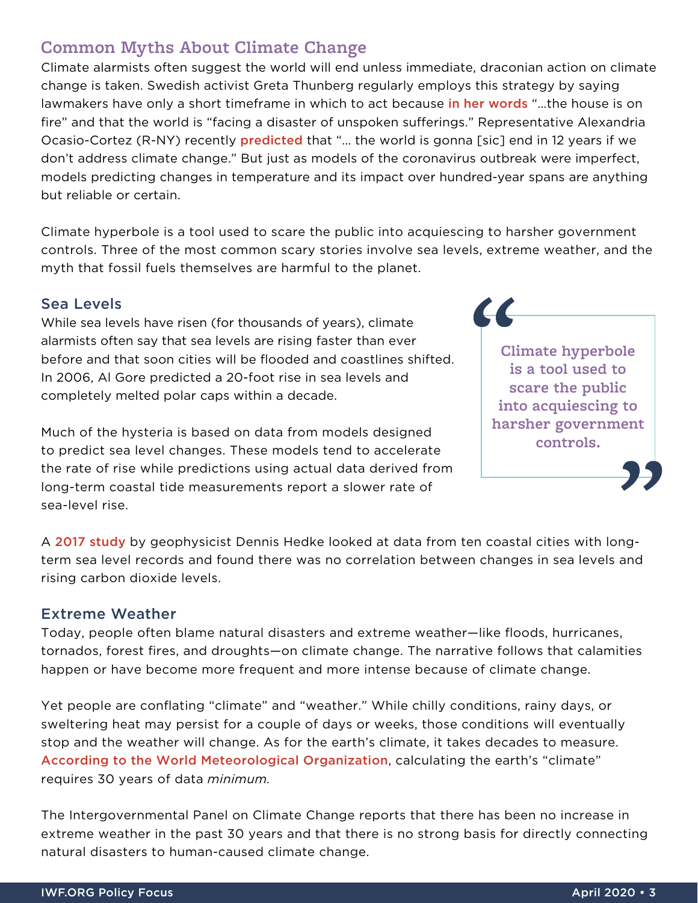## Common Myths About Climate Change

Climate alarmists often suggest the world will end unless immediate, draconian action on climate change is taken. Swedish activist Greta Thunberg regularly employs this strategy by saying lawmakers have only a short timeframe in which to act because in her words "…the house is on fire" and that the world is "facing a disaster of unspoken sufferings." Representative Alexandria Ocasio-Cortez (R-NY) recently predicted that "… the world is gonna [sic] end in 12 years if we don't address climate change." But just as models of the coronavirus outbreak were imperfect, models predicting changes in temperature and its impact over hundred-year spans are anything but reliable or certain.

Climate hyperbole is a tool used to scare the public into acquiescing to harsher government controls. Three of the most common scary stories involve sea levels, extreme weather, and the myth that fossil fuels themselves are harmful to the planet.

### Sea Levels

While sea levels have risen (for thousands of years), climate alarmists often say that sea levels are rising faster than ever before and that soon cities will be flooded and coastlines shifted. In 2006, Al Gore predicted a 20-foot rise in sea levels and completely melted polar caps within a decade.

> **"Climate hyperbole is a tool used to scare the public into acquiescing to harsher government controls."**

Much of the hysteria is based on data from models designed to predict sea level changes. These models tend to accelerate the rate of rise while predictions using actual data derived from long-term coastal tide measurements report a slower rate of sea-level rise.

A 2017 study by geophysicist Dennis Hedke looked at data from ten coastal cities with long-term sea level records and found there was no correlation between changes in sea levels and rising carbon dioxide levels.

### Extreme Weather

Today, people often blame natural disasters and extreme weather—like floods, hurricanes, tornados, forest fires, and droughts—on climate change. The narrative follows that calamities happen or have become more frequent and more intense because of climate change.

Yet people are conflating "climate" and "weather." While chilly conditions, rainy days, or sweltering heat may persist for a couple of days or weeks, those conditions will eventually stop and the weather will change. As for the earth's climate, it takes decades to measure. According to the World Meteorological Organization, calculating the earth's "climate" requires 30 years of data *minimum.*

The Intergovernmental Panel on Climate Change reports that there has been no increase in extreme weather in the past 30 years and that there is no strong basis for directly connecting natural disasters to human-caused climate change.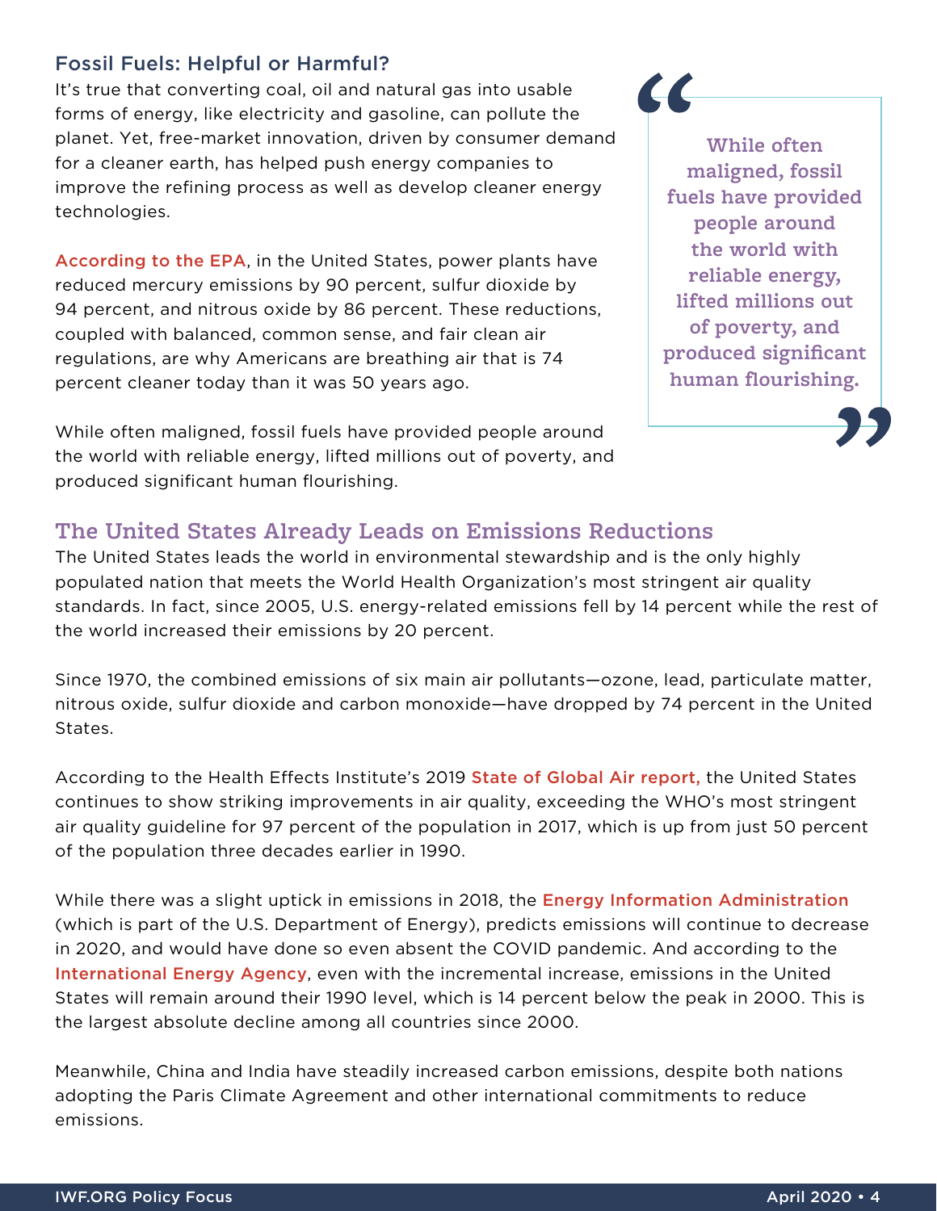### Fossil Fuels: Helpful or Harmful?

It's true that converting coal, oil and natural gas into usable forms of energy, like electricity and gasoline, can pollute the planet. Yet, free-market innovation, driven by consumer demand for a cleaner earth, has helped push energy companies to improve the refining process as well as develop cleaner energy technologies.

According to the EPA, in the United States, power plants have reduced mercury emissions by 90 percent, sulfur dioxide by 94 percent, and nitrous oxide by 86 percent. These reductions, coupled with balanced, common sense, and fair clean air regulations, are why Americans are breathing air that is 74 percent cleaner today than it was 50 years ago.

While often maligned, fossil fuels have provided people around the world with reliable energy, lifted millions out of poverty, and produced significant human flourishing.

> **"While often maligned, fossil fuels have provided people around the world with reliable energy, lifted millions out of poverty, and produced significant human flourishing."**

## The United States Already Leads on Emissions Reductions

The United States leads the world in environmental stewardship and is the only highly populated nation that meets the World Health Organization's most stringent air quality standards. In fact, since 2005, U.S. energy-related emissions fell by 14 percent while the rest of the world increased their emissions by 20 percent.

Since 1970, the combined emissions of six main air pollutants—ozone, lead, particulate matter, nitrous oxide, sulfur dioxide and carbon monoxide—have dropped by 74 percent in the United States.

According to the Health Effects Institute's 2019 State of Global Air report, the United States continues to show striking improvements in air quality, exceeding the WHO's most stringent air quality guideline for 97 percent of the population in 2017, which is up from just 50 percent of the population three decades earlier in 1990.

While there was a slight uptick in emissions in 2018, the Energy Information Administration (which is part of the U.S. Department of Energy), predicts emissions will continue to decrease in 2020, and would have done so even absent the COVID pandemic. And according to the International Energy Agency, even with the incremental increase, emissions in the United States will remain around their 1990 level, which is 14 percent below the peak in 2000. This is the largest absolute decline among all countries since 2000.

Meanwhile, China and India have steadily increased carbon emissions, despite both nations adopting the Paris Climate Agreement and other international commitments to reduce emissions.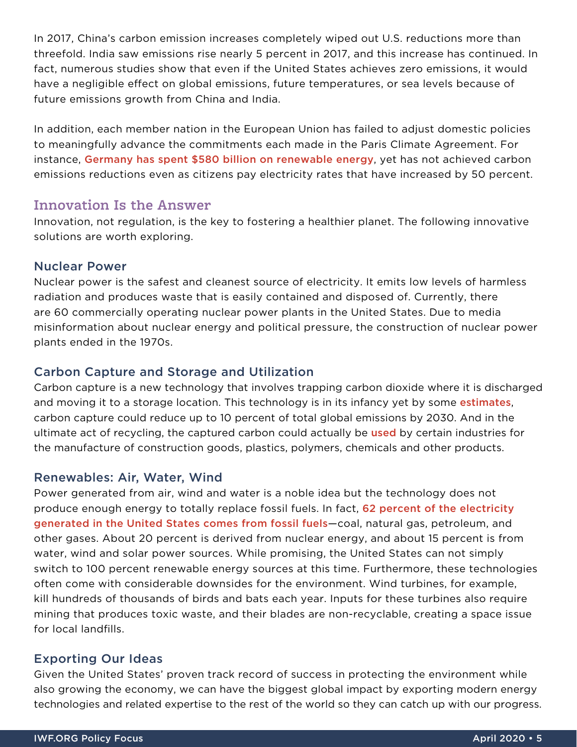In 2017, China's carbon emission increases completely wiped out U.S. reductions more than threefold. India saw emissions rise nearly 5 percent in 2017, and this increase has continued. In fact, numerous studies show that even if the United States achieves zero emissions, it would have a negligible effect on global emissions, future temperatures, or sea levels because of future emissions growth from China and India.

In addition, each member nation in the European Union has failed to adjust domestic policies to meaningfully advance the commitments each made in the Paris Climate Agreement. For instance, Germany has spent $580 billion on renewable energy, yet has not achieved carbon emissions reductions even as citizens pay electricity rates that have increased by 50 percent.

## Innovation Is the Answer

Innovation, not regulation, is the key to fostering a healthier planet. The following innovative solutions are worth exploring.

### Nuclear Power

Nuclear power is the safest and cleanest source of electricity. It emits low levels of harmless radiation and produces waste that is easily contained and disposed of. Currently, there are 60 commercially operating nuclear power plants in the United States. Due to media misinformation about nuclear energy and political pressure, the construction of nuclear power plants ended in the 1970s.

### Carbon Capture and Storage and Utilization

Carbon capture is a new technology that involves trapping carbon dioxide where it is discharged and moving it to a storage location. This technology is in its infancy yet by some estimates, carbon capture could reduce up to 10 percent of total global emissions by 2030. And in the ultimate act of recycling, the captured carbon could actually be used by certain industries for the manufacture of construction goods, plastics, polymers, chemicals and other products.

### Renewables: Air, Water, Wind

Power generated from air, wind and water is a noble idea but the technology does not produce enough energy to totally replace fossil fuels. In fact, 62 percent of the electricity generated in the United States comes from fossil fuels—coal, natural gas, petroleum, and other gases. About 20 percent is derived from nuclear energy, and about 15 percent is from water, wind and solar power sources. While promising, the United States can not simply switch to 100 percent renewable energy sources at this time. Furthermore, these technologies often come with considerable downsides for the environment. Wind turbines, for example, kill hundreds of thousands of birds and bats each year. Inputs for these turbines also require mining that produces toxic waste, and their blades are non-recyclable, creating a space issue for local landfills.

### Exporting Our Ideas

Given the United States' proven track record of success in protecting the environment while also growing the economy, we can have the biggest global impact by exporting modern energy technologies and related expertise to the rest of the world so they can catch up with our progress.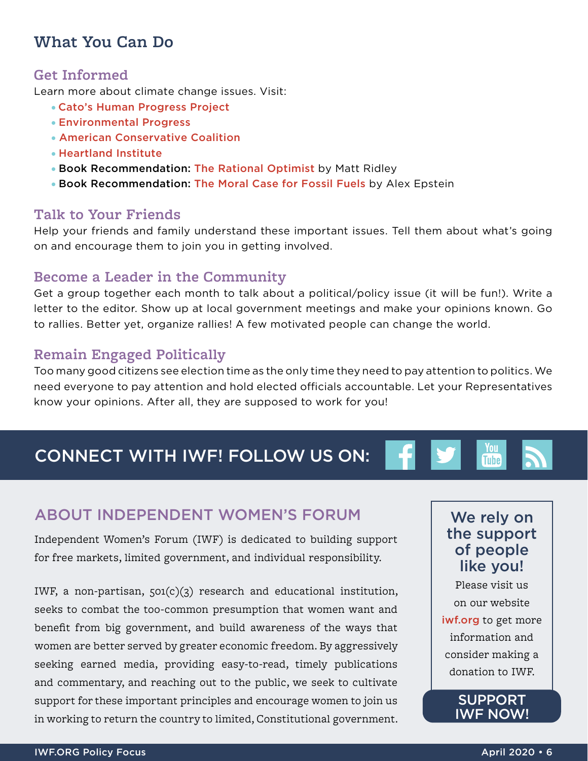## What You Can Do

### Get Informed

Learn more about climate change issues. Visit:

- Cato's Human Progress Project
- Environmental Progress
- American Conservative Coalition
- Heartland Institute
- **Book Recommendation:** The Rational Optimist by Matt Ridley
- **Book Recommendation:** The Moral Case for Fossil Fuels by Alex Epstein

### Talk to Your Friends

Help your friends and family understand these important issues. Tell them about what's going on and encourage them to join you in getting involved.

### Become a Leader in the Community

Get a group together each month to talk about a political/policy issue (it will be fun!). Write a letter to the editor. Show up at local government meetings and make your opinions known. Go to rallies. Better yet, organize rallies! A few motivated people can change the world.

### Remain Engaged Politically

Too many good citizens see election time as the only time they need to pay attention to politics. We need everyone to pay attention and hold elected officials accountable. Let your Representatives know your opinions. After all, they are supposed to work for you!

## CONNECT WITH IWF! FOLLOW US ON:

## ABOUT INDEPENDENT WOMEN'S FORUM

Independent Women's Forum (IWF) is dedicated to building support for free markets, limited government, and individual responsibility.

IWF, a non-partisan, 501(c)(3) research and educational institution, seeks to combat the too-common presumption that women want and benefit from big government, and build awareness of the ways that women are better served by greater economic freedom. By aggressively seeking earned media, providing easy-to-read, timely publications and commentary, and reaching out to the public, we seek to cultivate support for these important principles and encourage women to join us in working to return the country to limited, Constitutional government.

**We rely on the support of people like you!**

Please visit us on our website iwf.org to get more information and consider making a donation to IWF.

**SUPPORT IWF NOW!**